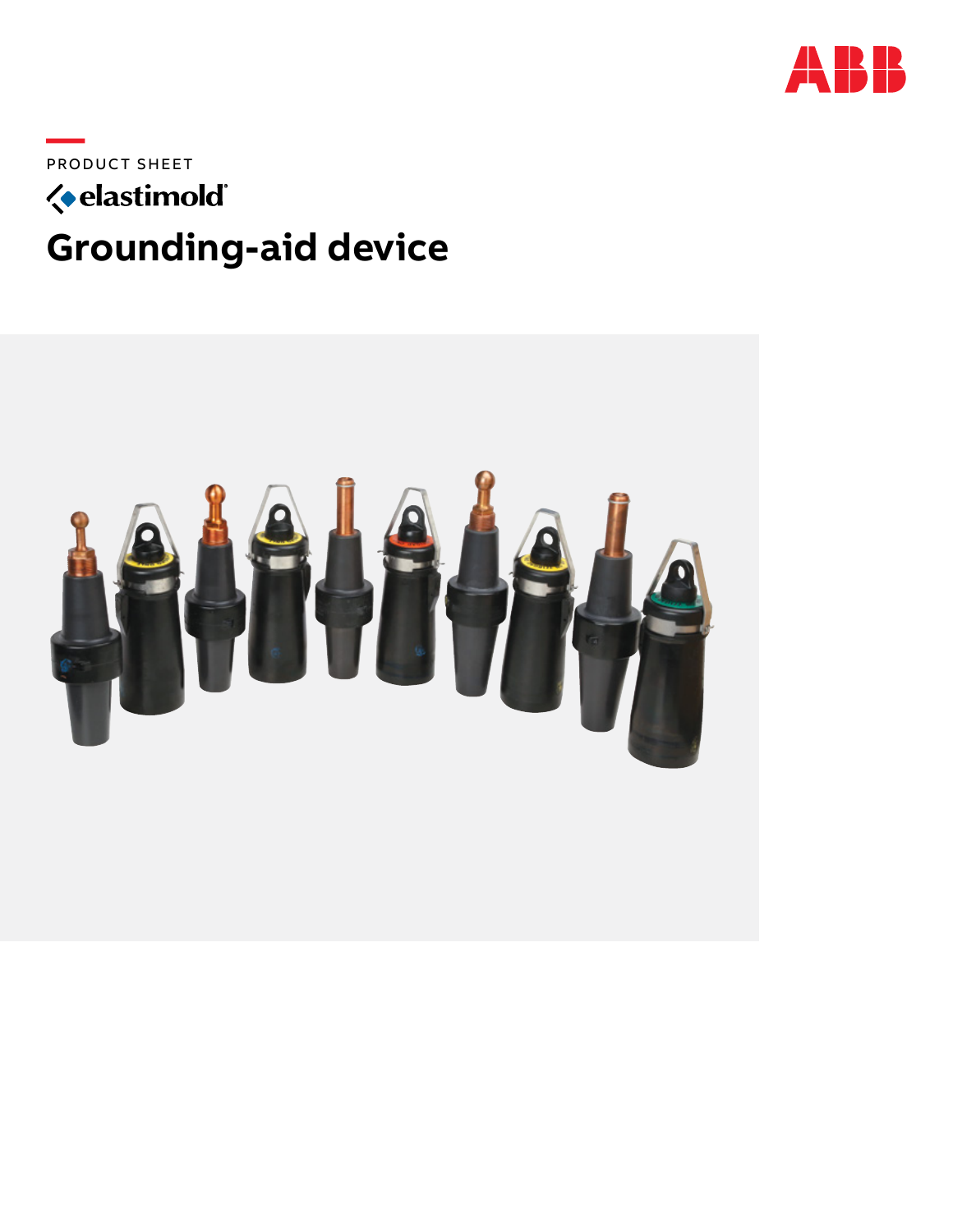PRODUCT SHEET

elastimold®

# Grounding-aid device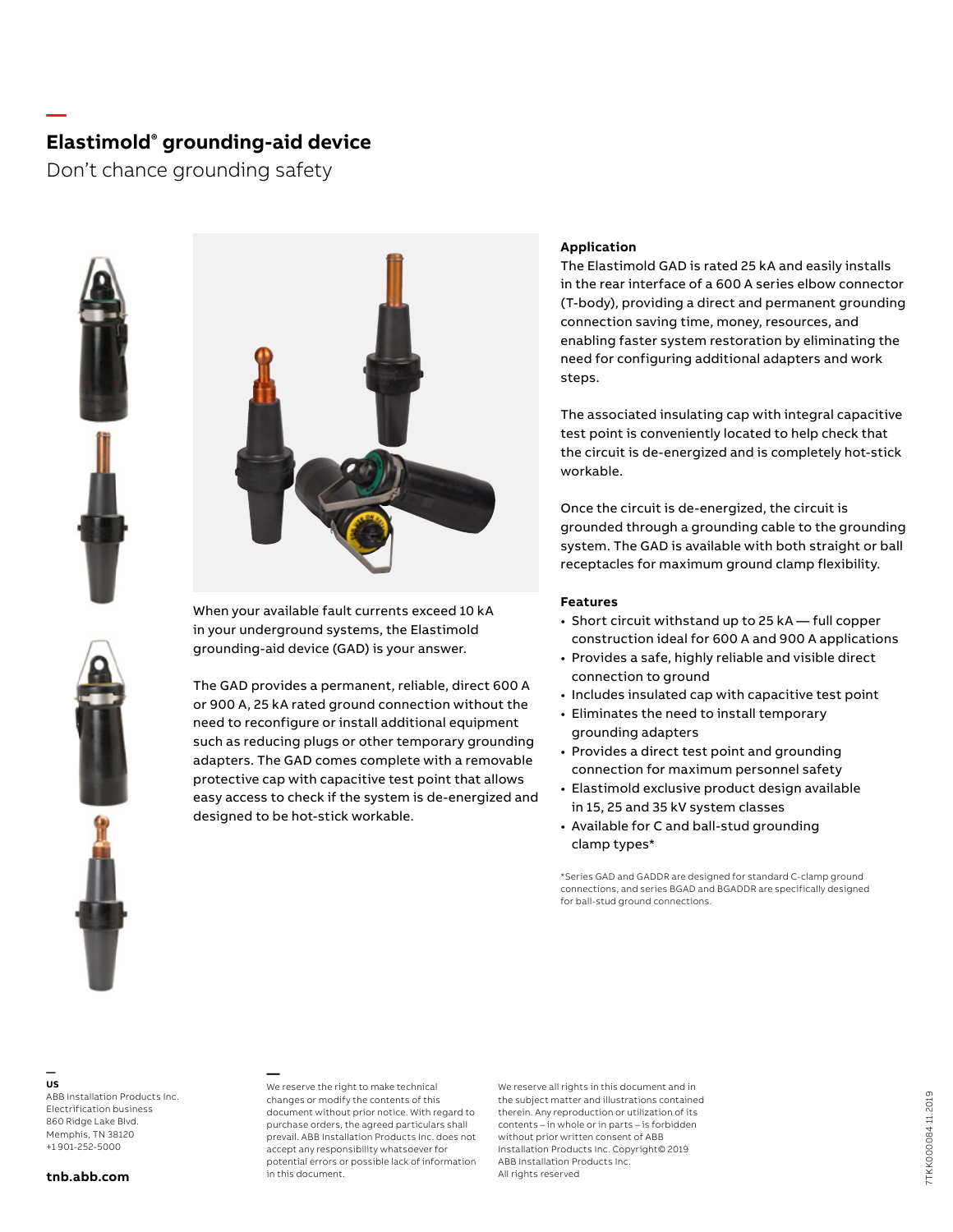# Elastimold® grounding-aid device

Don't chance grounding safety

When your available fault currents exceed 10 kA in your underground systems, the Elastimold grounding-aid device (GAD) is your answer.

The GAD provides a permanent, reliable, direct 600 A or 900 A, 25 kA rated ground connection without the need to reconfigure or install additional equipment such as reducing plugs or other temporary grounding adapters. The GAD comes complete with a removable protective cap with capacitive test point that allows easy access to check if the system is de-energized and designed to be hot-stick workable.

### Application

The Elastimold GAD is rated 25 kA and easily installs in the rear interface of a 600 A series elbow connector (T-body), providing a direct and permanent grounding connection saving time, money, resources, and enabling faster system restoration by eliminating the need for configuring additional adapters and work steps.

The associated insulating cap with integral capacitive test point is conveniently located to help check that the circuit is de-energized and is completely hot-stick workable.

Once the circuit is de-energized, the circuit is grounded through a grounding cable to the grounding system. The GAD is available with both straight or ball receptacles for maximum ground clamp flexibility.

### Features

- Short circuit withstand up to 25 kA — full copper construction ideal for 600 A and 900 A applications
- Provides a safe, highly reliable and visible direct connection to ground
- Includes insulated cap with capacitive test point
- Eliminates the need to install temporary grounding adapters
- Provides a direct test point and grounding connection for maximum personnel safety
- Elastimold exclusive product design available in 15, 25 and 35 kV system classes
- Available for C and ball-stud grounding clamp types*

*Series GAD and GADDR are designed for standard C-clamp ground connections, and series BGAD and BGADDR are specifically designed for ball-stud ground connections.

**US**
ABB Installation Products Inc.
Electrification business
860 Ridge Lake Blvd.
Memphis, TN 38120
+1 901-252-5000

**tnb.abb.com**

We reserve the right to make technical changes or modify the contents of this document without prior notice. With regard to purchase orders, the agreed particulars shall prevail. ABB Installation Products Inc. does not accept any responsibility whatsoever for potential errors or possible lack of information in this document.

We reserve all rights in this document and in the subject matter and illustrations contained therein. Any reproduction or utilization of its contents – in whole or in parts – is forbidden without prior written consent of ABB Installation Products Inc. Copyright© 2019 ABB Installation Products Inc.
All rights reserved

7TKK000084 11.2019